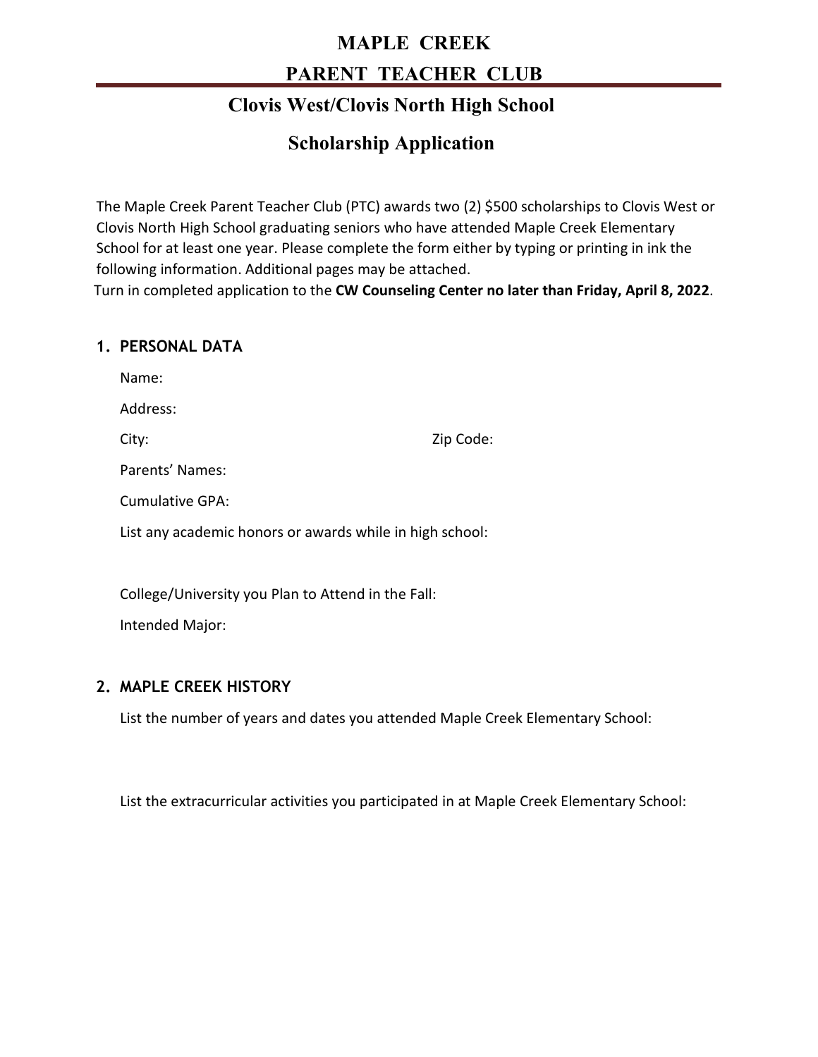# MAPLE CREEK

# PARENT TEACHER CLUB

## Clovis West/Clovis North High School

## Scholarship Application

The Maple Creek Parent Teacher Club (PTC) awards two (2) $500 scholarships to Clovis West or Clovis North High School graduating seniors who have attended Maple Creek Elementary School for at least one year. Please complete the form either by typing or printing in ink the following information. Additional pages may be attached.
Turn in completed application to the **CW Counseling Center no later than Friday, April 8, 2022**.

### 1. PERSONAL DATA

Name:

Address:

City: Zip Code:

Parents' Names:

Cumulative GPA:

List any academic honors or awards while in high school:

College/University you Plan to Attend in the Fall:

Intended Major:

### 2. MAPLE CREEK HISTORY

List the number of years and dates you attended Maple Creek Elementary School:

List the extracurricular activities you participated in at Maple Creek Elementary School: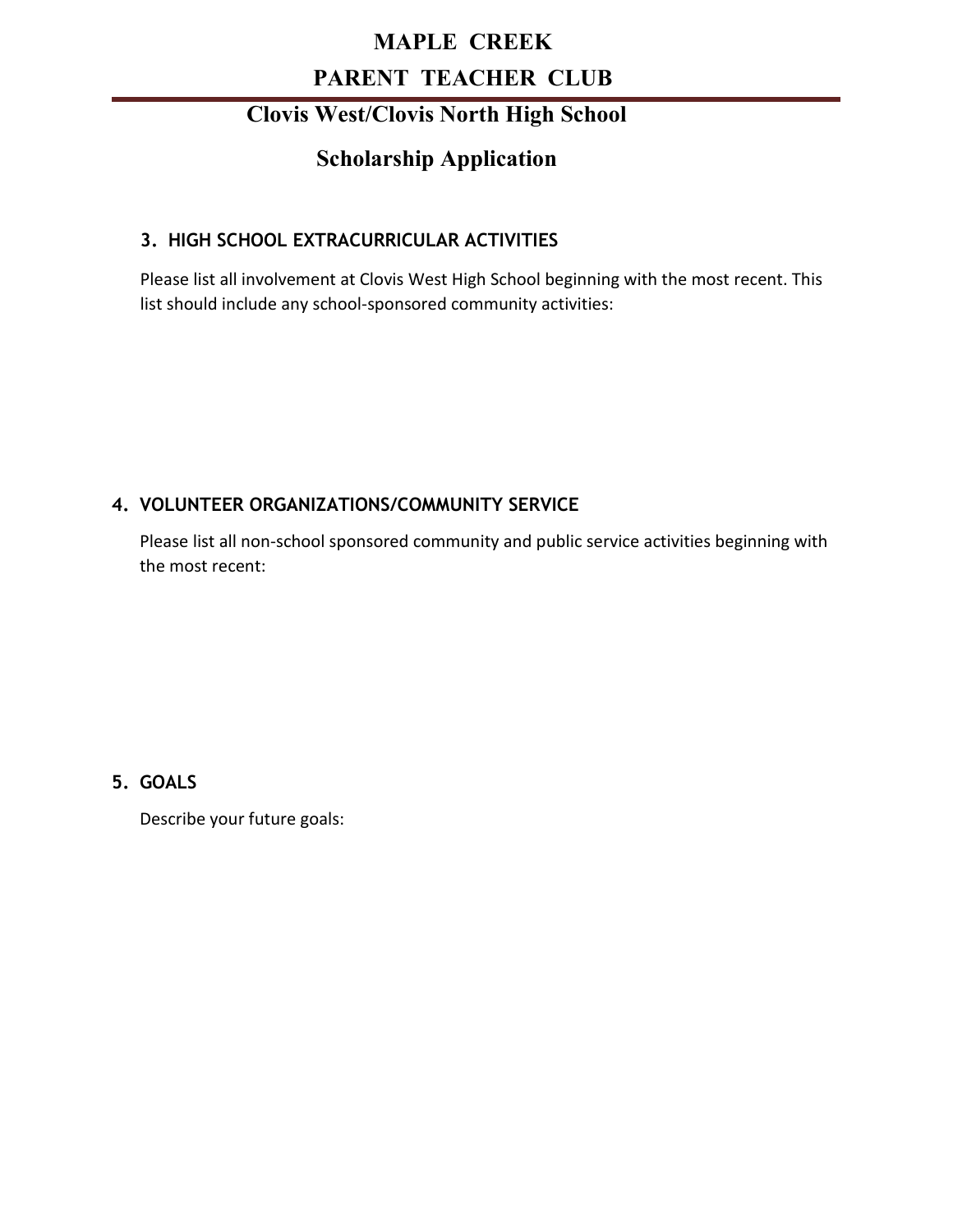# MAPLE CREEK

# PARENT TEACHER CLUB

## Clovis West/Clovis North High School

## Scholarship Application

### 3. HIGH SCHOOL EXTRACURRICULAR ACTIVITIES

Please list all involvement at Clovis West High School beginning with the most recent. This list should include any school-sponsored community activities:

### 4. VOLUNTEER ORGANIZATIONS/COMMUNITY SERVICE

Please list all non-school sponsored community and public service activities beginning with the most recent:

### 5. GOALS

Describe your future goals: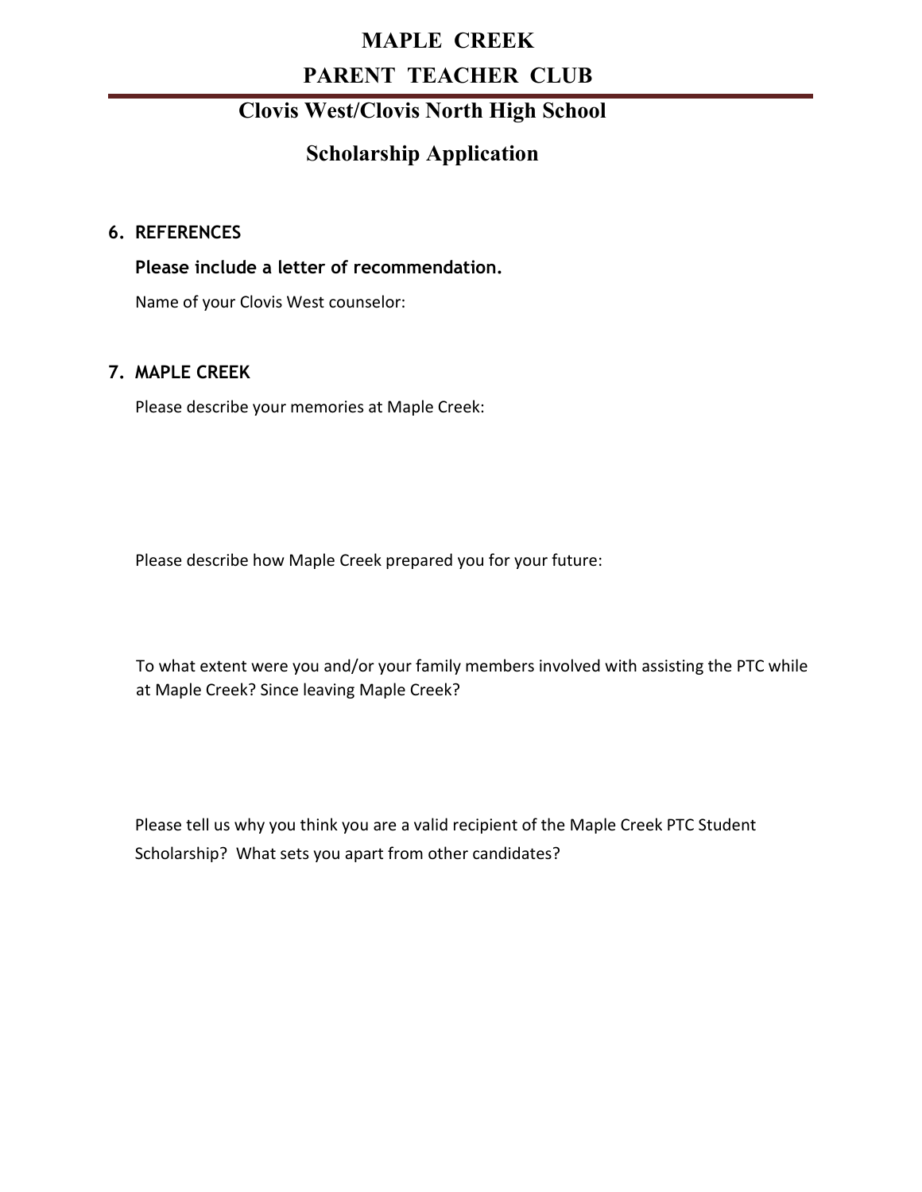# MAPLE CREEK

# PARENT TEACHER CLUB

## Clovis West/Clovis North High School

## Scholarship Application

**6. REFERENCES**

**Please include a letter of recommendation.**

Name of your Clovis West counselor:

**7. MAPLE CREEK**

Please describe your memories at Maple Creek:

Please describe how Maple Creek prepared you for your future:

To what extent were you and/or your family members involved with assisting the PTC while at Maple Creek? Since leaving Maple Creek?

Please tell us why you think you are a valid recipient of the Maple Creek PTC Student Scholarship? What sets you apart from other candidates?